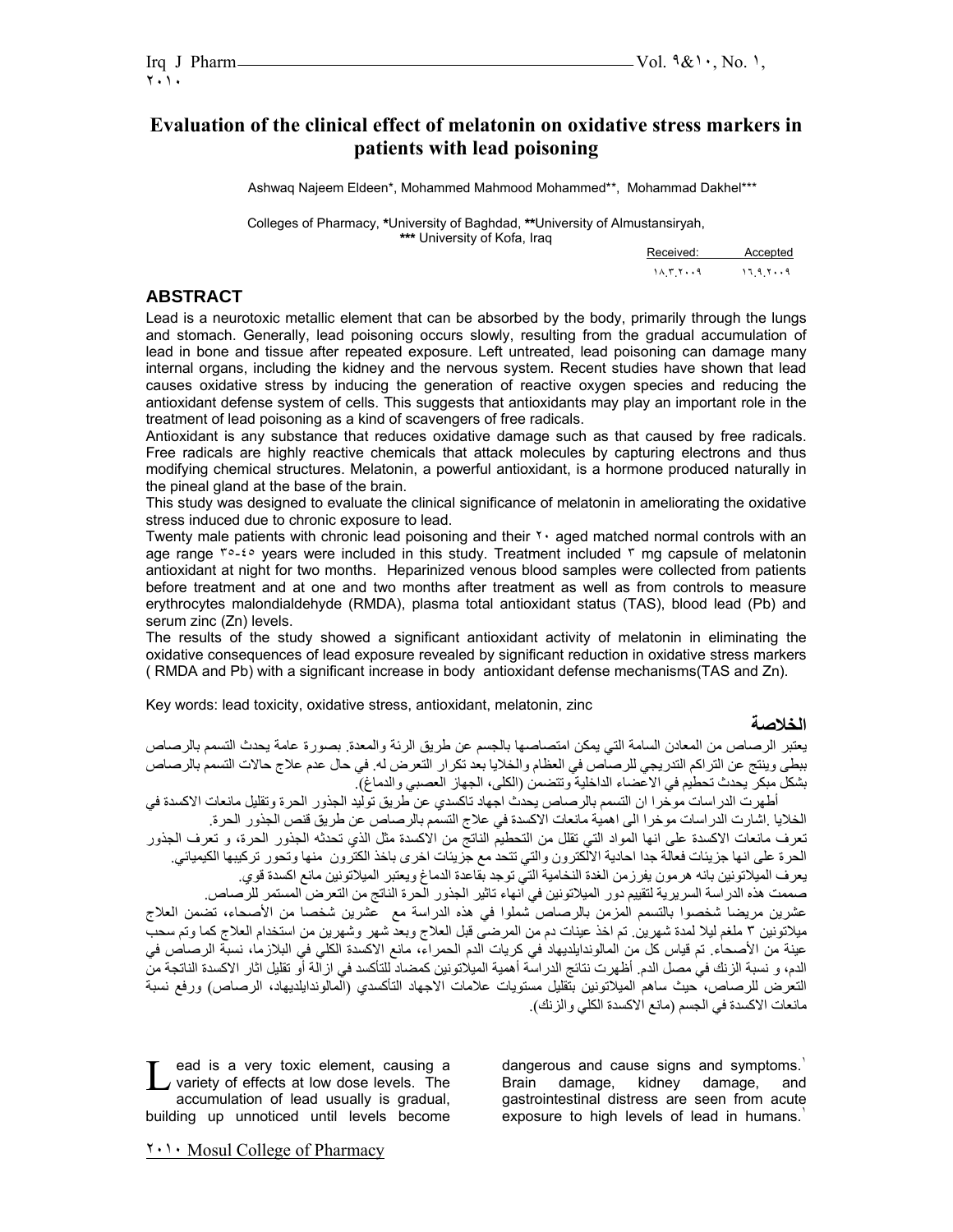# Evaluation of the clinical effect of melatonin on oxidative stress markers in patients with lead poisoning

Ashwaq Najeem Eldeen*, Mohammed Mahmood Mohammed**, Mohammad Dakhel***

Colleges of Pharmacy, *University of Baghdad, **University of Almustansiryah, *** University of Kofa, Iraq

| Received: | Accepted |
|---|---|
| ١٨.٣.٢٠٠٩ | ١٦.٩.٢٠٠٩ |

## ABSTRACT

Lead is a neurotoxic metallic element that can be absorbed by the body, primarily through the lungs and stomach. Generally, lead poisoning occurs slowly, resulting from the gradual accumulation of lead in bone and tissue after repeated exposure. Left untreated, lead poisoning can damage many internal organs, including the kidney and the nervous system. Recent studies have shown that lead causes oxidative stress by inducing the generation of reactive oxygen species and reducing the antioxidant defense system of cells. This suggests that antioxidants may play an important role in the treatment of lead poisoning as a kind of scavengers of free radicals.

Antioxidant is any substance that reduces oxidative damage such as that caused by free radicals. Free radicals are highly reactive chemicals that attack molecules by capturing electrons and thus modifying chemical structures. Melatonin, a powerful antioxidant, is a hormone produced naturally in the pineal gland at the base of the brain.

This study was designed to evaluate the clinical significance of melatonin in ameliorating the oxidative stress induced due to chronic exposure to lead.

Twenty male patients with chronic lead poisoning and their ٢٠ aged matched normal controls with an age range ٣٥-٤٥ years were included in this study. Treatment included ٣ mg capsule of melatonin antioxidant at night for two months. Heparinized venous blood samples were collected from patients before treatment and at one and two months after treatment as well as from controls to measure erythrocytes malondialdehyde (RMDA), plasma total antioxidant status (TAS), blood lead (Pb) and serum zinc (Zn) levels.

The results of the study showed a significant antioxidant activity of melatonin in eliminating the oxidative consequences of lead exposure revealed by significant reduction in oxidative stress markers ( RMDA and Pb) with a significant increase in body antioxidant defense mechanisms(TAS and Zn).

Key words: lead toxicity, oxidative stress, antioxidant, melatonin, zinc

## الخلاصة

يعتبر الرصاص من المعادن السامة التي يمكن امتصاصها بالجسم عن طريق الرئة والمعدة. بصورة عامة يحدث التسمم بالرصاص ببطئ وينتج عن التراكم التدريجي للرصاص في العظام والخلايا بعد تكرار التعرض له. في حال عدم علاج حالات التسمم بالرصاص بشكل مبكر يحدث تحطيم في الاعضاء الداخلية وتتضمن (الكلى، الجهاز العصبي والدماغ).

أظهرت الدراسات موخرا ان التسمم بالرصاص يحدث اجهاد تاكسدي عن طريق توليد الجذور الحرة وتقليل مانعات الاكسدة في الخلايا .اشارت الدراسات موخرا الى اهمية مانعات الاكسدة في علاج التسمم بالرصاص عن طريق قنص الجذور الحرة.

تعرف مانعات الاكسدة على انها المواد التي تقلل من التحطيم الناتج من الاكسدة مثل الذي تحدثه الجذور الحرة، و تعرف الجذور الحرة على انها جزيئات فعالة جدا احادية الالكترون والتي تتحد مع جزيئات اخرى باخذ الكترون منها وتحور تركيبها الكيميائي.

يعرف الميلاتونين بانه هرمون يفرزمن الغدة النخامية التي توجد بقاعدة الدماغ ويعتبر الميلاتونين مانع اكسدة قوي.

صممت هذه الدراسة السريرية لتقييم دور الميلاتونين في انهاء تاثير الجذور الحرة الناتج من التعرض المستمر للرصاص.

عشرين مريضا شخصوا بالتسمم المزمن بالرصاص شملوا في هذه الدراسة مع عشرين شخصا من الأصحاء، تضمن العلاج ميلاتونين ٣ ملغم ليلا لمدة شهرين. تم اخذ عينات دم من المرضى قبل العلاج وبعد شهر وشهرين من استخدام العلاج كما وتم سحب عينة من الأصحاء. تم قياس كل من المالوندايلديهايد في كريات الدم الحمراء، مانع الاكسدة الكلي في البلازما، نسبة الرصاص في الدم، و نسبة الزنك في مصل الدم. أظهرت نتائج الدراسة أهمية الميلاتونين كمضاد للتأكسد في ازالة أو تقليل اثار الاكسدة الناتجة من التعرض للرصاص، حيث ساهم الميلاتونين بتقليل مستويات علامات الاجهاد التأكسدي (المالوندايلديهاد، الرصاص) ورفع نسبة مانعات الاكسدة في الجسم (مانع الاكسدة الكلي والزنك).

Lead is a very toxic element, causing a variety of effects at low dose levels. The accumulation of lead usually is gradual, building up unnoticed until levels become dangerous and cause signs and symptoms.[1] Brain damage, kidney damage, and gastrointestinal distress are seen from acute exposure to high levels of lead in humans.[1]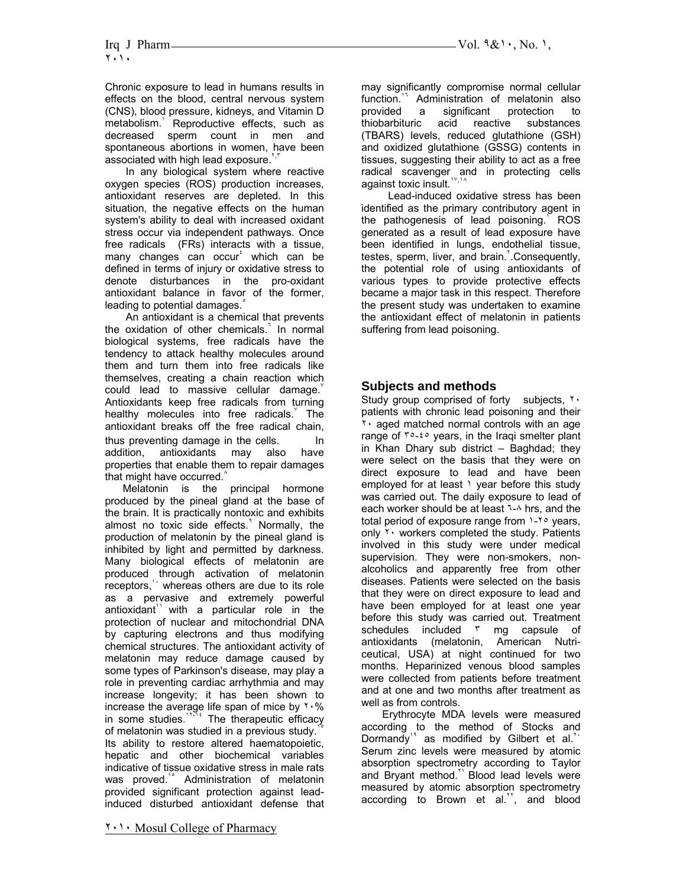Chronic exposure to lead in humans results in effects on the blood, central nervous system (CNS), blood pressure, kidneys, and Vitamin D metabolism.[1] Reproductive effects, such as decreased sperm count in men and spontaneous abortions in women, have been associated with high lead exposure.[2,3]

In any biological system where reactive oxygen species (ROS) production increases, antioxidant reserves are depleted. In this situation, the negative effects on the human system's ability to deal with increased oxidant stress occur via independent pathways. Once free radicals (FRs) interacts with a tissue, many changes can occur[4] which can be defined in terms of injury or oxidative stress to denote disturbances in the pro-oxidant antioxidant balance in favor of the former, leading to potential damages.[5]

An antioxidant is a chemical that prevents the oxidation of other chemicals.[6] In normal biological systems, free radicals have the tendency to attack healthy molecules around them and turn them into free radicals like themselves, creating a chain reaction which could lead to massive cellular damage.[7] Antioxidants keep free radicals from turning healthy molecules into free radicals.[7] The antioxidant breaks off the free radical chain, thus preventing damage in the cells. In addition, antioxidants may also have properties that enable them to repair damages that might have occurred.[8]

Melatonin is the principal hormone produced by the pineal gland at the base of the brain. It is practically nontoxic and exhibits almost no toxic side effects.[9] Normally, the production of melatonin by the pineal gland is inhibited by light and permitted by darkness. Many biological effects of melatonin are produced through activation of melatonin receptors,[10] whereas others are due to its role as a pervasive and extremely powerful antioxidant[11] with a particular role in the protection of nuclear and mitochondrial DNA by capturing electrons and thus modifying chemical structures. The antioxidant activity of melatonin may reduce damage caused by some types of Parkinson's disease, may play a role in preventing cardiac arrhythmia and may increase longevity; it has been shown to increase the average life span of mice by 20% in some studies.[12-14] The therapeutic efficacy of melatonin was studied in a previous study.[15] Its ability to restore altered haematopoietic, hepatic and other biochemical variables indicative of tissue oxidative stress in male rats was proved.[15] Administration of melatonin provided significant protection against lead-induced disturbed antioxidant defense that may significantly compromise normal cellular function.[16] Administration of melatonin also provided a significant protection to thiobarbituric acid reactive substances (TBARS) levels, reduced glutathione (GSH) and oxidized glutathione (GSSG) contents in tissues, suggesting their ability to act as a free radical scavenger and in protecting cells against toxic insult.[17,18]

Lead-induced oxidative stress has been identified as the primary contributory agent in the pathogenesis of lead poisoning.[1] ROS generated as a result of lead exposure have been identified in lungs, endothelial tissue, testes, sperm, liver, and brain.[2].Consequently, the potential role of using antioxidants of various types to provide protective effects became a major task in this respect. Therefore the present study was undertaken to examine the antioxidant effect of melatonin in patients suffering from lead poisoning.

## Subjects and methods

Study group comprised of forty subjects, 20 patients with chronic lead poisoning and their 20 aged matched normal controls with an age range of 35-45 years, in the Iraqi smelter plant in Khan Dhary sub district – Baghdad; they were select on the basis that they were on direct exposure to lead and have been employed for at least 1 year before this study was carried out. The daily exposure to lead of each worker should be at least 6-8 hrs, and the total period of exposure range from 1-25 years, only 20 workers completed the study. Patients involved in this study were under medical supervision. They were non-smokers, non-alcoholics and apparently free from other diseases. Patients were selected on the basis that they were on direct exposure to lead and have been employed for at least one year before this study was carried out. Treatment schedules included 3 mg capsule of antioxidants (melatonin, American Nutri-ceutical, USA) at night continued for two months. Heparinized venous blood samples were collected from patients before treatment and at one and two months after treatment as well as from controls.

Erythrocyte MDA levels were measured according to the method of Stocks and Dormandy[19] as modified by Gilbert et al.[20] Serum zinc levels were measured by atomic absorption spectrometry according to Taylor and Bryant method.[21] Blood lead levels were measured by atomic absorption spectrometry according to Brown et al.[22], and blood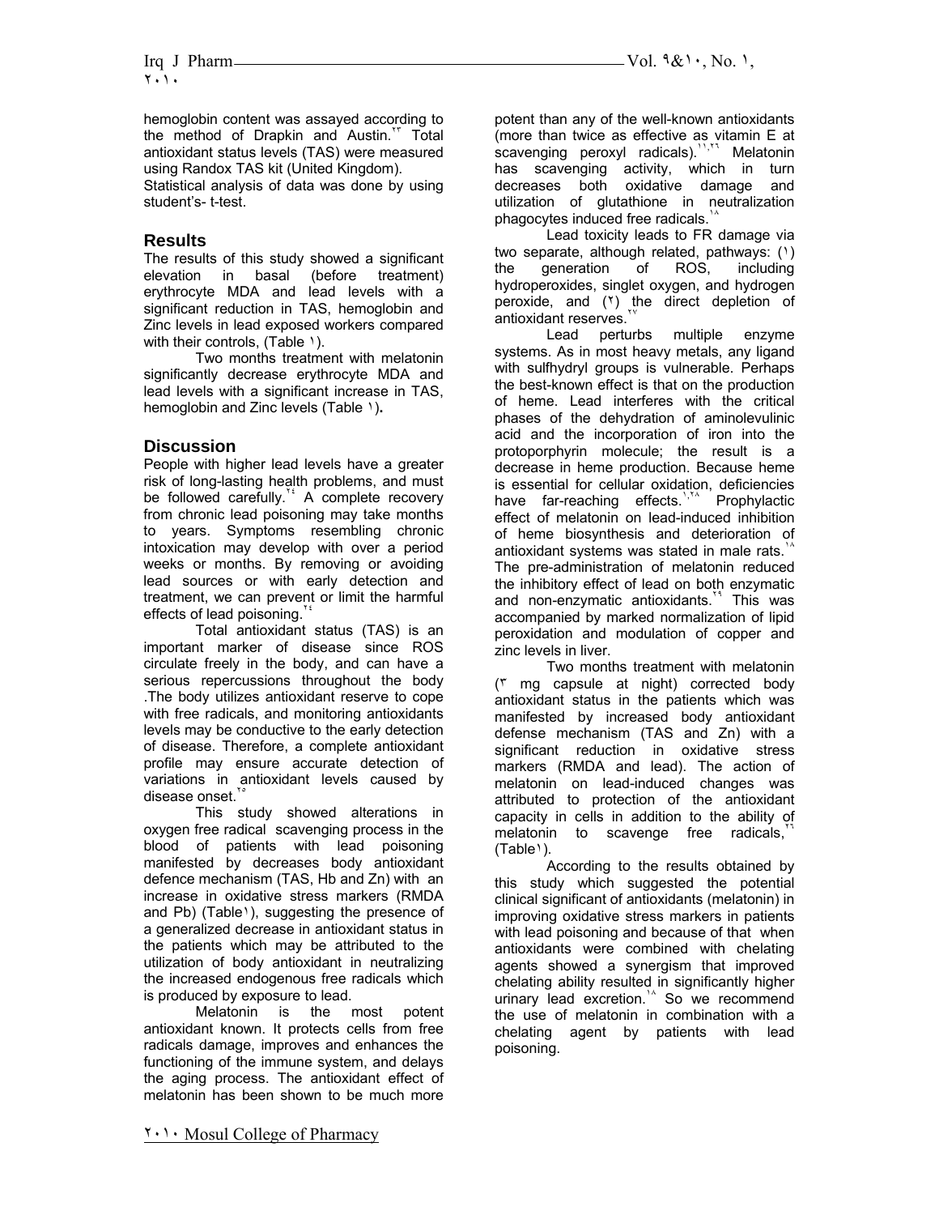hemoglobin content was assayed according to the method of Drapkin and Austin.[23] Total antioxidant status levels (TAS) were measured using Randox TAS kit (United Kingdom).

Statistical analysis of data was done by using student's- t-test.

## Results

The results of this study showed a significant elevation in basal (before treatment) erythrocyte MDA and lead levels with a significant reduction in TAS, hemoglobin and Zinc levels in lead exposed workers compared with their controls, (Table 1).

Two months treatment with melatonin significantly decrease erythrocyte MDA and lead levels with a significant increase in TAS, hemoglobin and Zinc levels (Table 1).

## Discussion

People with higher lead levels have a greater risk of long-lasting health problems, and must be followed carefully.[24] A complete recovery from chronic lead poisoning may take months to years. Symptoms resembling chronic intoxication may develop with over a period weeks or months. By removing or avoiding lead sources or with early detection and treatment, we can prevent or limit the harmful effects of lead poisoning.[24]

Total antioxidant status (TAS) is an important marker of disease since ROS circulate freely in the body, and can have a serious repercussions throughout the body .The body utilizes antioxidant reserve to cope with free radicals, and monitoring antioxidants levels may be conductive to the early detection of disease. Therefore, a complete antioxidant profile may ensure accurate detection of variations in antioxidant levels caused by disease onset.[25]

This study showed alterations in oxygen free radical scavenging process in the blood of patients with lead poisoning manifested by decreases body antioxidant defence mechanism (TAS, Hb and Zn) with an increase in oxidative stress markers (RMDA and Pb) (Table1), suggesting the presence of a generalized decrease in antioxidant status in the patients which may be attributed to the utilization of body antioxidant in neutralizing the increased endogenous free radicals which is produced by exposure to lead.

Melatonin is the most potent antioxidant known. It protects cells from free radicals damage, improves and enhances the functioning of the immune system, and delays the aging process. The antioxidant effect of melatonin has been shown to be much more potent than any of the well-known antioxidants (more than twice as effective as vitamin E at scavenging peroxyl radicals).[11,26] Melatonin has scavenging activity, which in turn decreases both oxidative damage and utilization of glutathione in neutralization phagocytes induced free radicals.[18]

Lead toxicity leads to FR damage via two separate, although related, pathways: (1) the generation of ROS, including hydroperoxides, singlet oxygen, and hydrogen peroxide, and (2) the direct depletion of antioxidant reserves.[27]

Lead perturbs multiple enzyme systems. As in most heavy metals, any ligand with sulfhydryl groups is vulnerable. Perhaps the best-known effect is that on the production of heme. Lead interferes with the critical phases of the dehydration of aminolevulinic acid and the incorporation of iron into the protoporphyrin molecule; the result is a decrease in heme production. Because heme is essential for cellular oxidation, deficiencies have far-reaching effects.[1,28] Prophylactic effect of melatonin on lead-induced inhibition of heme biosynthesis and deterioration of antioxidant systems was stated in male rats.[18] The pre-administration of melatonin reduced the inhibitory effect of lead on both enzymatic and non-enzymatic antioxidants.[29] This was accompanied by marked normalization of lipid peroxidation and modulation of copper and zinc levels in liver.

Two months treatment with melatonin (3 mg capsule at night) corrected body antioxidant status in the patients which was manifested by increased body antioxidant defense mechanism (TAS and Zn) with a significant reduction in oxidative stress markers (RMDA and lead). The action of melatonin on lead-induced changes was attributed to protection of the antioxidant capacity in cells in addition to the ability of melatonin to scavenge free radicals,[26] (Table1).

According to the results obtained by this study which suggested the potential clinical significant of antioxidants (melatonin) in improving oxidative stress markers in patients with lead poisoning and because of that when antioxidants were combined with chelating agents showed a synergism that improved chelating ability resulted in significantly higher urinary lead excretion.[18] So we recommend the use of melatonin in combination with a chelating agent by patients with lead poisoning.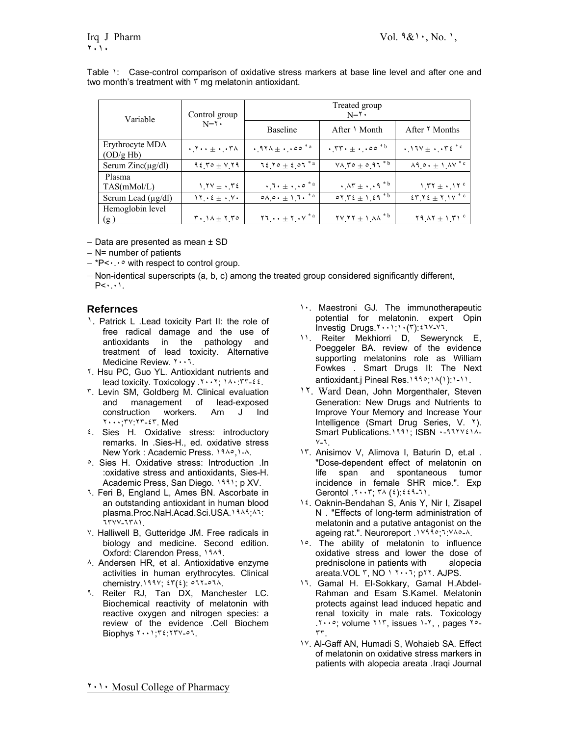Table ١: Case-control comparison of oxidative stress markers at base line level and after one and two month's treatment with ٣ mg melatonin antioxidant.

| Variable | Control group N=٢٠ | Treated group N=٢٠ | | |
|---|---|---|---|---|
| | | Baseline | After ١ Month | After ٢ Months |
| Erythrocyte MDA (OD/g Hb) | ٠.٢٠٠ ± ٠.٠٣٨ | ٠.٩٢٨ ± ٠.٠٥٥ *a | ٠.٣٣٠ ± ٠.٠٥٥ *b | ٠.١٦٧ ± ٠.٠٣٤ *c |
| Serum Zinc(μg/dl) | ٩٤.٣٥ ± ٧.٢٩ | ٦٤.٢٥ ± ٤.٥٦ *a | ٧٨.٣٥ ± ٥.٩٦ *b | ٨٩.٥٠ ± ١.٨٧ *c |
| Plasma TAS(mMol/L) | ١.٢٧ ± ٠.٣٤ | ٠.٦٠ ± ٠.٠٥ *a | ٠.٨٣ ± ٠.٠٩ *b | ١.٣٢ ± ٠.١٢ c |
| Serum Lead (μg/dl) | ١٢.٠٤ ± ٠.٧٠ | ٥٨.٥٠ ± ١.٦٠ *a | ٥٢.٣٤ ± ١.٤٩ *b | ٤٣.٢٤ ± ٢.١٧ *c |
| Hemoglobin level (g ) | ٣٠.١٨ ± ٢.٣٥ | ٢٦.٠٠ ± ٢.٠٧ *a | ٢٧.٢٢ ± ١.٨٨ *b | ٢٩.٨٢ ± ١.٣١ c |

- Data are presented as mean ± SD
- N= number of patients
- *P<٠.٠٥ with respect to control group.
- Non-identical superscripts (a, b, c) among the treated group considered significantly different, P<٠.٠١.

## Refernces

١. Patrick L .Lead toxicity Part II: the role of free radical damage and the use of antioxidants in the pathology and treatment of lead toxicity. Alternative Medicine Review. ٢٠٠٦.

٢. Hsu PC, Guo YL. Antioxidant nutrients and lead toxicity. Toxicology .٢٠٠٢; ١٨٠:٣٣-٤٤.

٣. Levin SM, Goldberg M. Clinical evaluation and management of lead-exposed construction workers. Am J Ind ٢٠٠٠;٣٧:٢٣-٤٣. Med

٤. Sies H. Oxidative stress: introductory remarks. In .Sies-H., ed. oxidative stress New York : Academic Press. ١٩٨٥,١-٨.

٥. Sies H. Oxidative stress: Introduction .In :oxidative stress and antioxidants, Sies-H. Academic Press, San Diego. ١٩٩١; p XV.

٦. Feri B, England L, Ames BN. Ascorbate in an outstanding antioxidant in human blood plasma.Proc.NaH.Acad.Sci.USA.١٩٨٩;٨٦: ٦٣٧٧-٦٣٨١.

٧. Halliwell B, Gutteridge JM. Free radicals in biology and medicine. Second edition. Oxford: Clarendon Press, ١٩٨٩.

٨. Andersen HR, et al. Antioxidative enzyme activities in human erythrocytes. Clinical chemistry.١٩٩٧; ٤٣(٤): ٥٦٢-٥٦٨.

٩. Reiter RJ, Tan DX, Manchester LC. Biochemical reactivity of melatonin with reactive oxygen and nitrogen species: a review of the evidence .Cell Biochem Biophys ٢٠٠١;٣٤:٢٣٧-٥٦.

١٠. Maestroni GJ. The immunotherapeutic potential for melatonin. expert Opin Investig Drugs.٢٠٠١;١٠(٣):٤٦٧-٧٦.

١١. Reiter Mekhiorri D, Sewerynck E, Poeggeler BA. review of the evidence supporting melatonins role as William Fowkes . Smart Drugs II: The Next antioxidant.j Pineal Res.١٩٩٥;١٨(١):١-١١.

١٢. Ward Dean, John Morgenthaler, Steven Generation: New Drugs and Nutrients to Improve Your Memory and Increase Your Intelligence (Smart Drug Series, V. ٢). Smart Publications.١٩٩١; ISBN ٠-٩٦٢٧٤١٨-٧-٦.

١٣. Anisimov V, Alimova I, Baturin D, et.al . "Dose-dependent effect of melatonin on life span and spontaneous tumor incidence in female SHR mice.". Exp Gerontol .٢٠٠٣; ٣٨ (٤):٤٤٩-٦١.

١٤. Oaknin-Bendahan S, Anis Y, Nir I, Zisapel N . "Effects of long-term administration of melatonin and a putative antagonist on the ageing rat.". Neuroreport .١٧٩٩٥;٦:٧٨٥-٨.

١٥. The ability of melatonin to influence oxidative stress and lower the dose of prednisolone in patients with alopecia areata.VOL ٣, NO ١ ٢٠٠٦; p٢٢. AJPS.

١٦. Gamal H. El-Sokkary, Gamal H.Abdel-Rahman and Esam S.Kamel. Melatonin protects against lead induced hepatic and renal toxicity in male rats. Toxicology .٢٠٠٥; volume ٢١٣, issues ١-٢, , pages ٢٥-٣٣.

١٧. Al-Gaff AN, Humadi S, Wohaieb SA. Effect of melatonin on oxidative stress markers in patients with alopecia areata .Iraqi Journal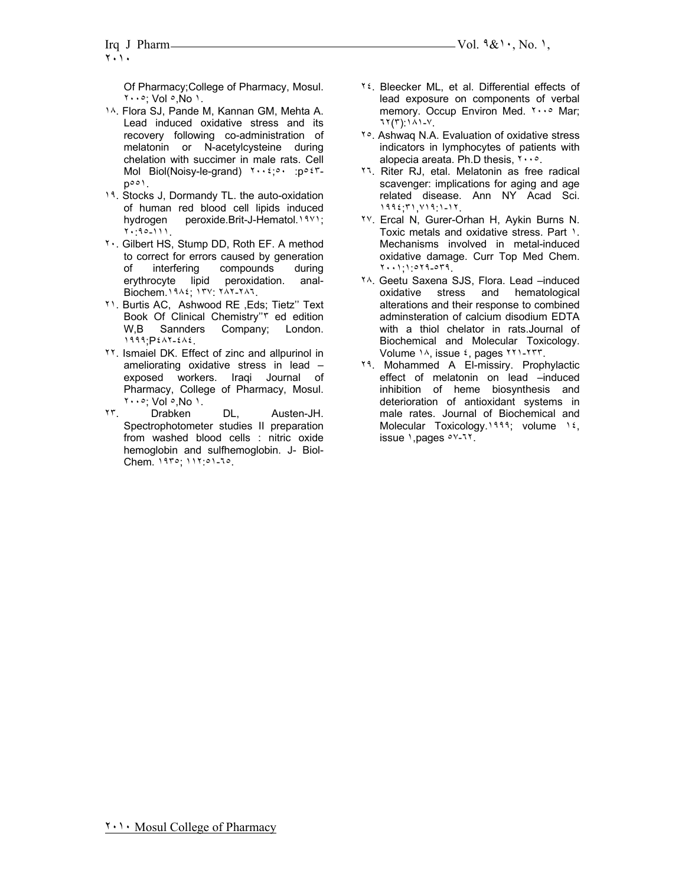Of Pharmacy;College of Pharmacy, Mosul. ٢٠٠٥; Vol ٥,No ١.

١٨. Flora SJ, Pande M, Kannan GM, Mehta A. Lead induced oxidative stress and its recovery following co-administration of melatonin or N-acetylcysteine during chelation with succimer in male rats. Cell Mol Biol(Noisy-le-grand) ٢٠٠٤;٥٠ :p٥٤٣-p٥٥١.

١٩. Stocks J, Dormandy TL. the auto-oxidation of human red blood cell lipids induced hydrogen peroxide.Brit-J-Hematol.١٩٧١; ٢٠:٩٥-١١١.

٢٠. Gilbert HS, Stump DD, Roth EF. A method to correct for errors caused by generation of interfering compounds during erythrocyte lipid peroxidation. anal-Biochem.١٩٨٤; ١٣٧: ٢٨٢-٢٨٦.

٢١. Burtis AC, Ashwood RE ,Eds; Tietz'' Text Book Of Clinical Chemistry''٣ ed edition W,B Sannders Company; London. ١٩٩٩;P٤٨٢-٤٨٤.

٢٢. Ismaiel DK. Effect of zinc and allpurinol in ameliorating oxidative stress in lead –exposed workers. Iraqi Journal of Pharmacy, College of Pharmacy, Mosul. ٢٠٠٥; Vol ٥,No ١.

٢٣. Drabken DL, Austen-JH. Spectrophotometer studies II preparation from washed blood cells : nitric oxide hemoglobin and sulfhemoglobin. J- Biol-Chem. ١٩٣٥; ١١٢:٥١-٦٥.

٢٤. Bleecker ML, et al. Differential effects of lead exposure on components of verbal memory. Occup Environ Med. ٢٠٠٥ Mar; ٦٢(٣):١٨١-٧.

٢٥. Ashwaq N.A. Evaluation of oxidative stress indicators in lymphocytes of patients with alopecia areata. Ph.D thesis, ٢٠٠٥.

٢٦. Riter RJ, etal. Melatonin as free radical scavenger: implications for aging and age related disease. Ann NY Acad Sci. ١٩٩٤;٣١,٧١٩:١-١٢.

٢٧. Ercal N, Gurer-Orhan H, Aykin Burns N. Toxic metals and oxidative stress. Part ١. Mechanisms involved in metal-induced oxidative damage. Curr Top Med Chem. ٢٠٠١;١:٥٢٩-٥٣٩.

٢٨. Geetu Saxena SJS, Flora. Lead –induced oxidative stress and hematological alterations and their response to combined adminsteration of calcium disodium EDTA with a thiol chelator in rats.Journal of Biochemical and Molecular Toxicology. Volume ١٨, issue ٤, pages ٢٢١-٢٣٣.

٢٩. Mohammed A El-missiry. Prophylactic effect of melatonin on lead –induced inhibition of heme biosynthesis and deterioration of antioxidant systems in male rates. Journal of Biochemical and Molecular Toxicology.١٩٩٩; volume ١٤, issue ١,pages ٥٧-٦٢.